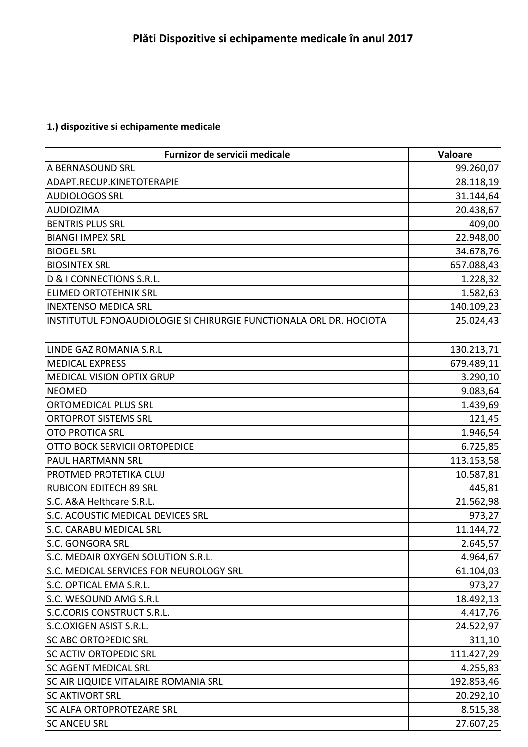# Plăti Dispozitive si echipamente medicale în anul 2017

**1.) dispozitive si echipamente medicale**

| Furnizor de servicii medicale | Valoare |
|---|---|
| A BERNASOUND SRL | 99.260,07 |
| ADAPT.RECUP.KINETOTERAPIE | 28.118,19 |
| AUDIOLOGOS SRL | 31.144,64 |
| AUDIOZIMA | 20.438,67 |
| BENTRIS PLUS SRL | 409,00 |
| BIANGI IMPEX SRL | 22.948,00 |
| BIOGEL SRL | 34.678,76 |
| BIOSINTEX SRL | 657.088,43 |
| D & I CONNECTIONS S.R.L. | 1.228,32 |
| ELIMED ORTOTEHNIK SRL | 1.582,63 |
| INEXTENSO MEDICA SRL | 140.109,23 |
| INSTITUTUL FONOAUDIOLOGIE SI CHIRURGIE FUNCTIONALA ORL DR. HOCIOTA | 25.024,43 |
| LINDE GAZ ROMANIA S.R.L | 130.213,71 |
| MEDICAL EXPRESS | 679.489,11 |
| MEDICAL VISION OPTIX GRUP | 3.290,10 |
| NEOMED | 9.083,64 |
| ORTOMEDICAL PLUS SRL | 1.439,69 |
| ORTOPROT SISTEMS SRL | 121,45 |
| OTO PROTICA SRL | 1.946,54 |
| OTTO BOCK SERVICII ORTOPEDICE | 6.725,85 |
| PAUL HARTMANN SRL | 113.153,58 |
| PROTMED PROTETIKA CLUJ | 10.587,81 |
| RUBICON EDITECH 89 SRL | 445,81 |
| S.C. A&A Helthcare S.R.L. | 21.562,98 |
| S.C. ACOUSTIC MEDICAL DEVICES SRL | 973,27 |
| S.C. CARABU MEDICAL SRL | 11.144,72 |
| S.C. GONGORA SRL | 2.645,57 |
| S.C. MEDAIR OXYGEN SOLUTION S.R.L. | 4.964,67 |
| S.C. MEDICAL SERVICES FOR NEUROLOGY SRL | 61.104,03 |
| S.C. OPTICAL EMA S.R.L. | 973,27 |
| S.C. WESOUND AMG S.R.L | 18.492,13 |
| S.C.CORIS CONSTRUCT S.R.L. | 4.417,76 |
| S.C.OXIGEN ASIST S.R.L. | 24.522,97 |
| SC ABC ORTOPEDIC SRL | 311,10 |
| SC ACTIV ORTOPEDIC SRL | 111.427,29 |
| SC AGENT MEDICAL SRL | 4.255,83 |
| SC AIR LIQUIDE VITALAIRE ROMANIA SRL | 192.853,46 |
| SC AKTIVORT SRL | 20.292,10 |
| SC ALFA ORTOPROTEZARE SRL | 8.515,38 |
| SC ANCEU SRL | 27.607,25 |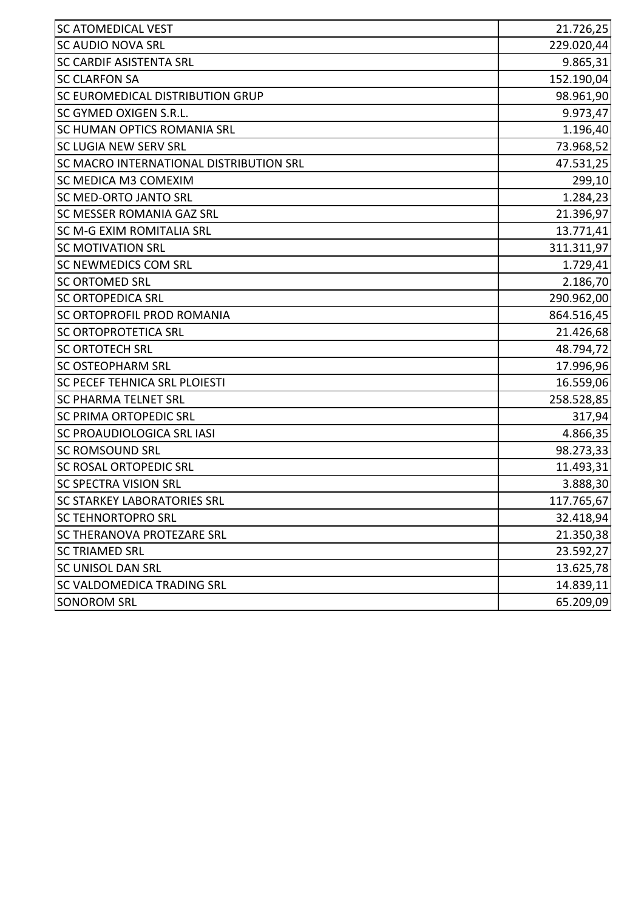| | |
|---|---|
| SC ATOMEDICAL VEST | 21.726,25 |
| SC AUDIO NOVA SRL | 229.020,44 |
| SC CARDIF ASISTENTA SRL | 9.865,31 |
| SC CLARFON SA | 152.190,04 |
| SC EUROMEDICAL DISTRIBUTION GRUP | 98.961,90 |
| SC GYMED OXIGEN S.R.L. | 9.973,47 |
| SC HUMAN OPTICS ROMANIA SRL | 1.196,40 |
| SC LUGIA NEW SERV SRL | 73.968,52 |
| SC MACRO INTERNATIONAL DISTRIBUTION SRL | 47.531,25 |
| SC MEDICA M3 COMEXIM | 299,10 |
| SC MED-ORTO JANTO SRL | 1.284,23 |
| SC MESSER ROMANIA GAZ SRL | 21.396,97 |
| SC M-G EXIM ROMITALIA SRL | 13.771,41 |
| SC MOTIVATION SRL | 311.311,97 |
| SC NEWMEDICS COM SRL | 1.729,41 |
| SC ORTOMED SRL | 2.186,70 |
| SC ORTOPEDICA SRL | 290.962,00 |
| SC ORTOPROFIL PROD ROMANIA | 864.516,45 |
| SC ORTOPROTETICA SRL | 21.426,68 |
| SC ORTOTECH SRL | 48.794,72 |
| SC OSTEOPHARM SRL | 17.996,96 |
| SC PECEF TEHNICA SRL PLOIESTI | 16.559,06 |
| SC PHARMA TELNET SRL | 258.528,85 |
| SC PRIMA ORTOPEDIC SRL | 317,94 |
| SC PROAUDIOLOGICA SRL IASI | 4.866,35 |
| SC ROMSOUND SRL | 98.273,33 |
| SC ROSAL ORTOPEDIC SRL | 11.493,31 |
| SC SPECTRA VISION SRL | 3.888,30 |
| SC STARKEY LABORATORIES SRL | 117.765,67 |
| SC TEHNORTOPRO SRL | 32.418,94 |
| SC THERANOVA PROTEZARE SRL | 21.350,38 |
| SC TRIAMED SRL | 23.592,27 |
| SC UNISOL DAN SRL | 13.625,78 |
| SC VALDOMEDICA TRADING SRL | 14.839,11 |
| SONOROM SRL | 65.209,09 |